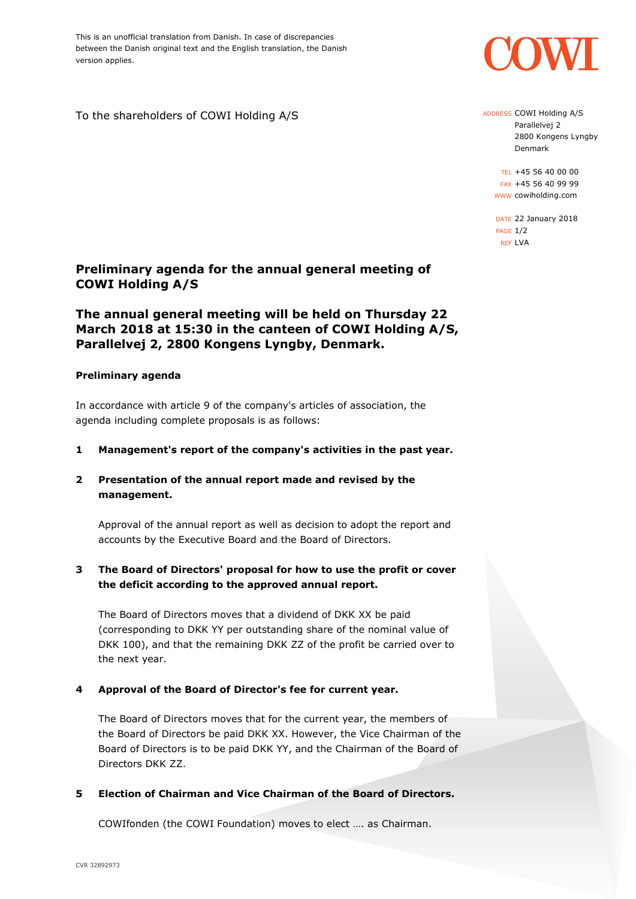This is an unofficial translation from Danish. In case of discrepancies between the Danish original text and the English translation, the Danish version applies.

To the shareholders of COWI Holding A/S

ADDRESS COWI Holding A/S
Parallelvej 2
2800 Kongens Lyngby
Denmark

TEL +45 56 40 00 00
FAX +45 56 40 99 99
WWW cowiholding.com

DATE 22 January 2018
REF LVA

## Preliminary agenda for the annual general meeting of COWI Holding A/S

## The annual general meeting will be held on Thursday 22 March 2018 at 15:30 in the canteen of COWI Holding A/S, Parallelvej 2, 2800 Kongens Lyngby, Denmark.

**Preliminary agenda**

In accordance with article 9 of the company's articles of association, the agenda including complete proposals is as follows:

**1 Management's report of the company's activities in the past year.**

**2 Presentation of the annual report made and revised by the management.**

Approval of the annual report as well as decision to adopt the report and accounts by the Executive Board and the Board of Directors.

**3 The Board of Directors' proposal for how to use the profit or cover the deficit according to the approved annual report.**

The Board of Directors moves that a dividend of DKK XX be paid (corresponding to DKK YY per outstanding share of the nominal value of DKK 100), and that the remaining DKK ZZ of the profit be carried over to the next year.

**4 Approval of the Board of Director's fee for current year.**

The Board of Directors moves that for the current year, the members of the Board of Directors be paid DKK XX. However, the Vice Chairman of the Board of Directors is to be paid DKK YY, and the Chairman of the Board of Directors DKK ZZ.

**5 Election of Chairman and Vice Chairman of the Board of Directors.**

COWIfonden (the COWI Foundation) moves to elect …. as Chairman.

CVR 32892973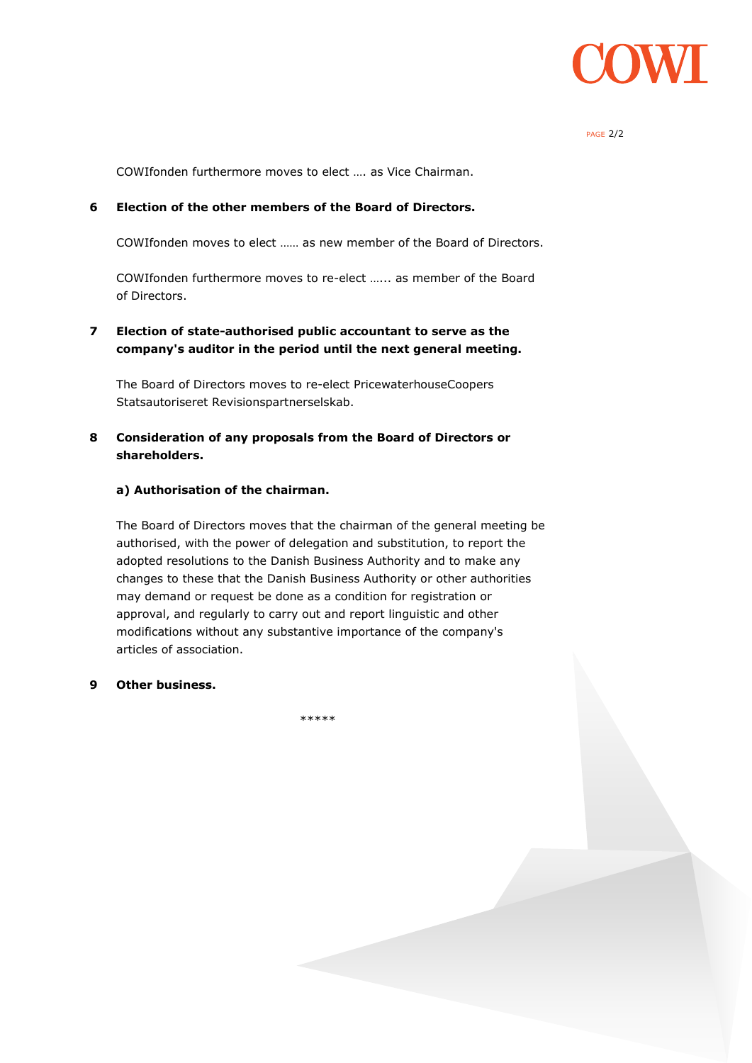COWIfonden furthermore moves to elect …. as Vice Chairman.

**6 Election of the other members of the Board of Directors.**

COWIfonden moves to elect …… as new member of the Board of Directors.

COWIfonden furthermore moves to re-elect …... as member of the Board of Directors.

**7 Election of state-authorised public accountant to serve as the company's auditor in the period until the next general meeting.**

The Board of Directors moves to re-elect PricewaterhouseCoopers Statsautoriseret Revisionspartnerselskab.

**8 Consideration of any proposals from the Board of Directors or shareholders.**

**a) Authorisation of the chairman.**

The Board of Directors moves that the chairman of the general meeting be authorised, with the power of delegation and substitution, to report the adopted resolutions to the Danish Business Authority and to make any changes to these that the Danish Business Authority or other authorities may demand or request be done as a condition for registration or approval, and regularly to carry out and report linguistic and other modifications without any substantive importance of the company's articles of association.

**9 Other business.**

*****